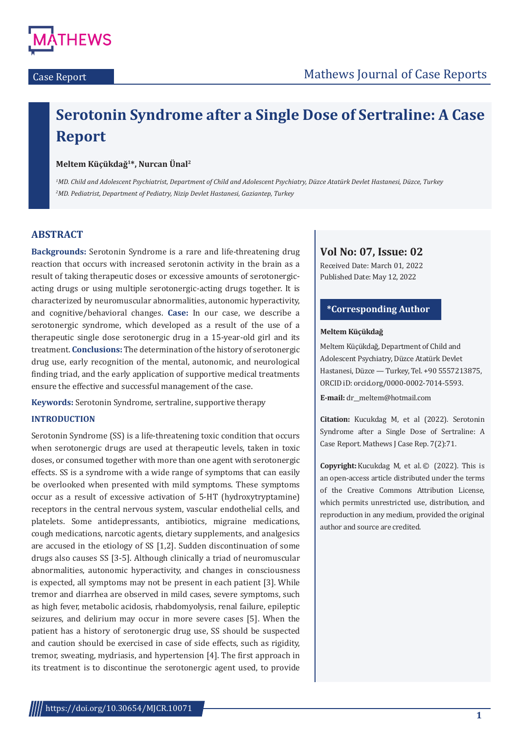Case Report

# Serotonin Syndrome after a Single Dose of Sertraline: A Case Report

**Meltem Küçükdağ[1]*, Nurcan Ünal[2]**

*[1]MD. Child and Adolescent Psychiatrist, Department of Child and Adolescent Psychiatry, Düzce Atatürk Devlet Hastanesi, Düzce, Turkey*
*[2]MD. Pediatrist, Department of Pediatry, Nizip Devlet Hastanesi, Gaziantep, Turkey*

**Vol No: 07, Issue: 02**
Received Date: March 01, 2022
Published Date: May 12, 2022

**\*Corresponding Author**

**Meltem Küçükdağ**

Meltem Küçükdağ, Department of Child and Adolescent Psychiatry, Düzce Atatürk Devlet Hastanesi, Düzce — Turkey, Tel. +90 5557213875, ORCID iD: orcid.org/0000-0002-7014-5593.

**E-mail:** dr_meltem@hotmail.com

**Citation:** Kucukdag M, et al (2022). Serotonin Syndrome after a Single Dose of Sertraline: A Case Report. Mathews J Case Rep. 7(2):71.

**Copyright:** Kucukdag M, et al. © (2022). This is an open-access article distributed under the terms of the Creative Commons Attribution License, which permits unrestricted use, distribution, and reproduction in any medium, provided the original author and source are credited.

## ABSTRACT

**Backgrounds:** Serotonin Syndrome is a rare and life-threatening drug reaction that occurs with increased serotonin activity in the brain as a result of taking therapeutic doses or excessive amounts of serotonergic-acting drugs or using multiple serotonergic-acting drugs together. It is characterized by neuromuscular abnormalities, autonomic hyperactivity, and cognitive/behavioral changes. **Case:** In our case, we describe a serotonergic syndrome, which developed as a result of the use of a therapeutic single dose serotonergic drug in a 15-year-old girl and its treatment. **Conclusions:** The determination of the history of serotonergic drug use, early recognition of the mental, autonomic, and neurological finding triad, and the early application of supportive medical treatments ensure the effective and successful management of the case.

**Keywords:** Serotonin Syndrome, sertraline, supportive therapy

## INTRODUCTION

Serotonin Syndrome (SS) is a life-threatening toxic condition that occurs when serotonergic drugs are used at therapeutic levels, taken in toxic doses, or consumed together with more than one agent with serotonergic effects. SS is a syndrome with a wide range of symptoms that can easily be overlooked when presented with mild symptoms. These symptoms occur as a result of excessive activation of 5-HT (hydroxytryptamine) receptors in the central nervous system, vascular endothelial cells, and platelets. Some antidepressants, antibiotics, migraine medications, cough medications, narcotic agents, dietary supplements, and analgesics are accused in the etiology of SS [1,2]. Sudden discontinuation of some drugs also causes SS [3-5]. Although clinically a triad of neuromuscular abnormalities, autonomic hyperactivity, and changes in consciousness is expected, all symptoms may not be present in each patient [3]. While tremor and diarrhea are observed in mild cases, severe symptoms, such as high fever, metabolic acidosis, rhabdomyolysis, renal failure, epileptic seizures, and delirium may occur in more severe cases [5]. When the patient has a history of serotonergic drug use, SS should be suspected and caution should be exercised in case of side effects, such as rigidity, tremor, sweating, mydriasis, and hypertension [4]. The first approach in its treatment is to discontinue the serotonergic agent used, to provide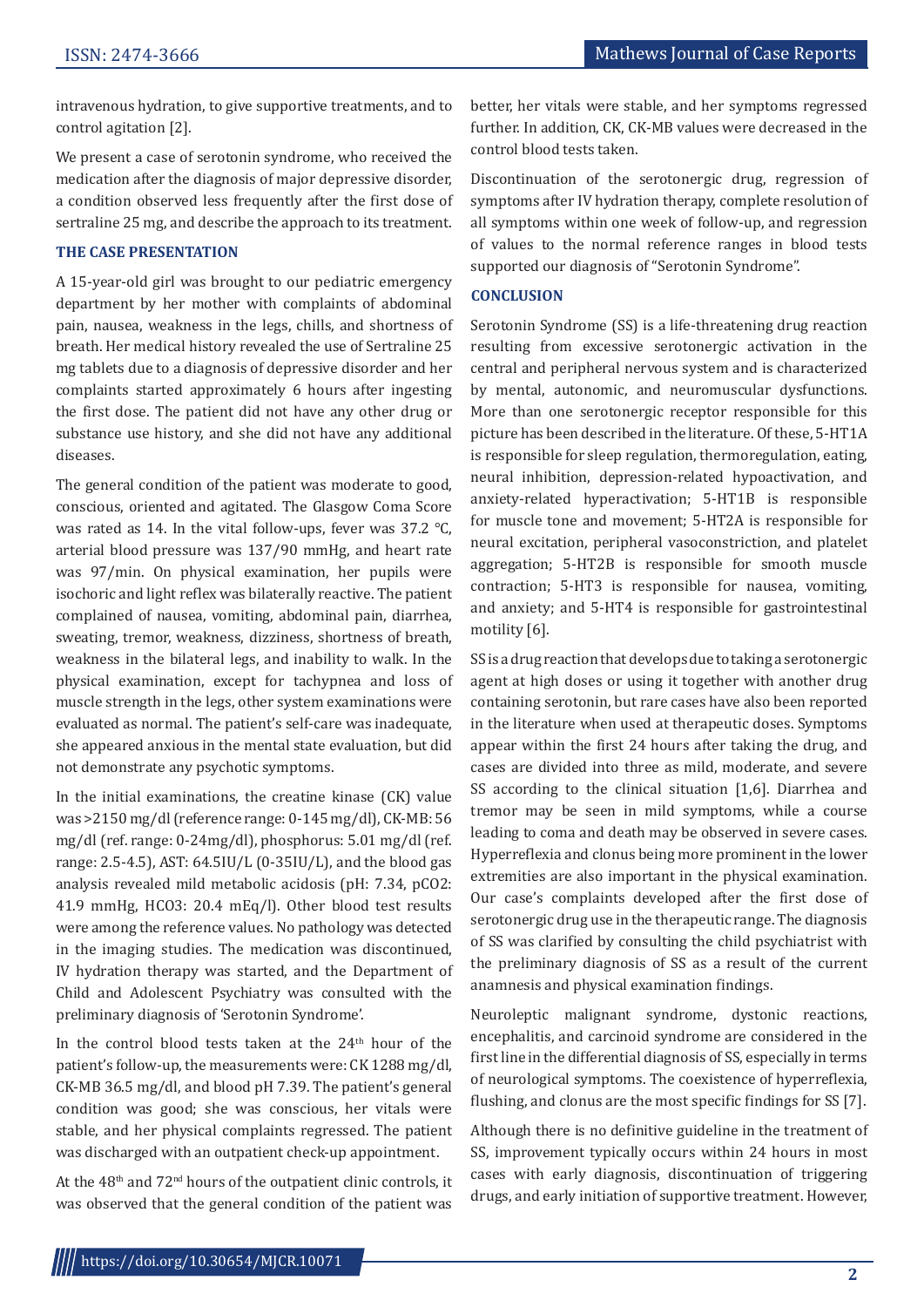intravenous hydration, to give supportive treatments, and to control agitation [2].

We present a case of serotonin syndrome, who received the medication after the diagnosis of major depressive disorder, a condition observed less frequently after the first dose of sertraline 25 mg, and describe the approach to its treatment.

## THE CASE PRESENTATION

A 15-year-old girl was brought to our pediatric emergency department by her mother with complaints of abdominal pain, nausea, weakness in the legs, chills, and shortness of breath. Her medical history revealed the use of Sertraline 25 mg tablets due to a diagnosis of depressive disorder and her complaints started approximately 6 hours after ingesting the first dose. The patient did not have any other drug or substance use history, and she did not have any additional diseases.

The general condition of the patient was moderate to good, conscious, oriented and agitated. The Glasgow Coma Score was rated as 14. In the vital follow-ups, fever was 37.2 °C, arterial blood pressure was 137/90 mmHg, and heart rate was 97/min. On physical examination, her pupils were isochoric and light reflex was bilaterally reactive. The patient complained of nausea, vomiting, abdominal pain, diarrhea, sweating, tremor, weakness, dizziness, shortness of breath, weakness in the bilateral legs, and inability to walk. In the physical examination, except for tachypnea and loss of muscle strength in the legs, other system examinations were evaluated as normal. The patient's self-care was inadequate, she appeared anxious in the mental state evaluation, but did not demonstrate any psychotic symptoms.

In the initial examinations, the creatine kinase (CK) value was >2150 mg/dl (reference range: 0-145 mg/dl), CK-MB: 56 mg/dl (ref. range: 0-24mg/dl), phosphorus: 5.01 mg/dl (ref. range: 2.5-4.5), AST: 64.5IU/L (0-35IU/L), and the blood gas analysis revealed mild metabolic acidosis (pH: 7.34, $pCO_2$: 41.9 mmHg, $HCO_3$: 20.4 mEq/l). Other blood test results were among the reference values. No pathology was detected in the imaging studies. The medication was discontinued, IV hydration therapy was started, and the Department of Child and Adolescent Psychiatry was consulted with the preliminary diagnosis of 'Serotonin Syndrome'.

In the control blood tests taken at the 24th hour of the patient's follow-up, the measurements were: CK 1288 mg/dl, CK-MB 36.5 mg/dl, and blood pH 7.39. The patient's general condition was good; she was conscious, her vitals were stable, and her physical complaints regressed. The patient was discharged with an outpatient check-up appointment.

At the 48th and 72nd hours of the outpatient clinic controls, it was observed that the general condition of the patient was better, her vitals were stable, and her symptoms regressed further. In addition, CK, CK-MB values were decreased in the control blood tests taken.

Discontinuation of the serotonergic drug, regression of symptoms after IV hydration therapy, complete resolution of all symptoms within one week of follow-up, and regression of values to the normal reference ranges in blood tests supported our diagnosis of "Serotonin Syndrome".

## CONCLUSION

Serotonin Syndrome (SS) is a life-threatening drug reaction resulting from excessive serotonergic activation in the central and peripheral nervous system and is characterized by mental, autonomic, and neuromuscular dysfunctions. More than one serotonergic receptor responsible for this picture has been described in the literature. Of these, 5-HT1A is responsible for sleep regulation, thermoregulation, eating, neural inhibition, depression-related hypoactivation, and anxiety-related hyperactivation; 5-HT1B is responsible for muscle tone and movement; 5-HT2A is responsible for neural excitation, peripheral vasoconstriction, and platelet aggregation; 5-HT2B is responsible for smooth muscle contraction; 5-HT3 is responsible for nausea, vomiting, and anxiety; and 5-HT4 is responsible for gastrointestinal motility [6].

SS is a drug reaction that develops due to taking a serotonergic agent at high doses or using it together with another drug containing serotonin, but rare cases have also been reported in the literature when used at therapeutic doses. Symptoms appear within the first 24 hours after taking the drug, and cases are divided into three as mild, moderate, and severe SS according to the clinical situation [1,6]. Diarrhea and tremor may be seen in mild symptoms, while a course leading to coma and death may be observed in severe cases. Hyperreflexia and clonus being more prominent in the lower extremities are also important in the physical examination. Our case's complaints developed after the first dose of serotonergic drug use in the therapeutic range. The diagnosis of SS was clarified by consulting the child psychiatrist with the preliminary diagnosis of SS as a result of the current anamnesis and physical examination findings.

Neuroleptic malignant syndrome, dystonic reactions, encephalitis, and carcinoid syndrome are considered in the first line in the differential diagnosis of SS, especially in terms of neurological symptoms. The coexistence of hyperreflexia, flushing, and clonus are the most specific findings for SS [7].

Although there is no definitive guideline in the treatment of SS, improvement typically occurs within 24 hours in most cases with early diagnosis, discontinuation of triggering drugs, and early initiation of supportive treatment. However,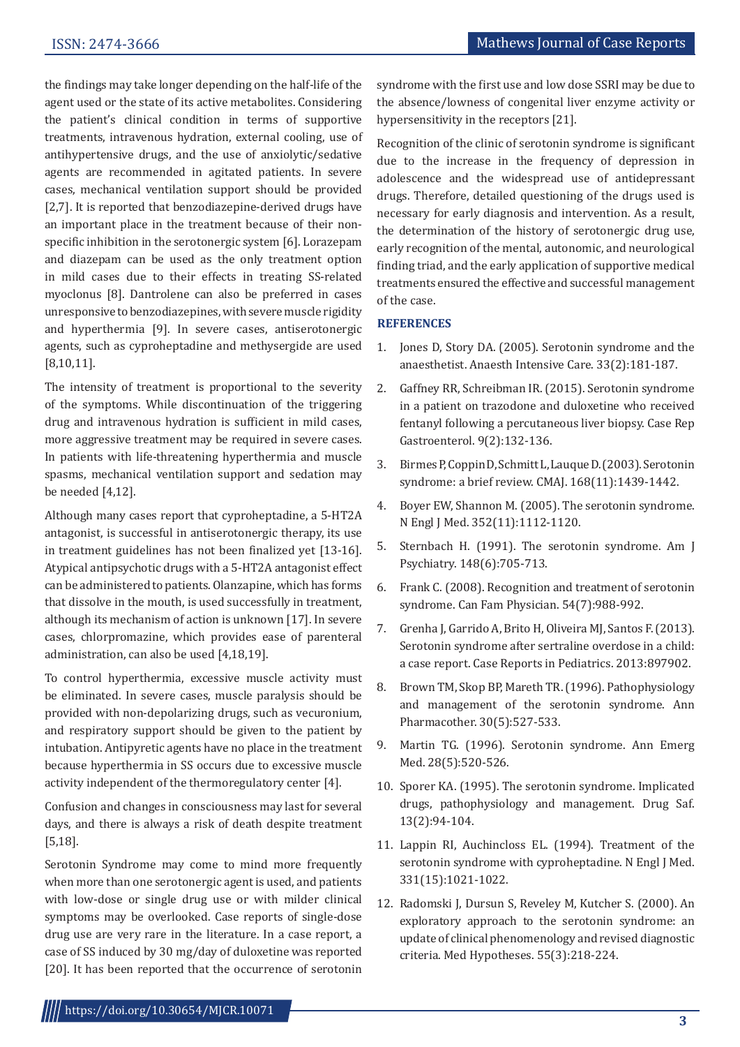the findings may take longer depending on the half-life of the agent used or the state of its active metabolites. Considering the patient's clinical condition in terms of supportive treatments, intravenous hydration, external cooling, use of antihypertensive drugs, and the use of anxiolytic/sedative agents are recommended in agitated patients. In severe cases, mechanical ventilation support should be provided [2,7]. It is reported that benzodiazepine-derived drugs have an important place in the treatment because of their non-specific inhibition in the serotonergic system [6]. Lorazepam and diazepam can be used as the only treatment option in mild cases due to their effects in treating SS-related myoclonus [8]. Dantrolene can also be preferred in cases unresponsive to benzodiazepines, with severe muscle rigidity and hyperthermia [9]. In severe cases, antiserotonergic agents, such as cyproheptadine and methysergide are used [8,10,11].

The intensity of treatment is proportional to the severity of the symptoms. While discontinuation of the triggering drug and intravenous hydration is sufficient in mild cases, more aggressive treatment may be required in severe cases. In patients with life-threatening hyperthermia and muscle spasms, mechanical ventilation support and sedation may be needed [4,12].

Although many cases report that cyproheptadine, a 5-HT2A antagonist, is successful in antiserotonergic therapy, its use in treatment guidelines has not been finalized yet [13-16]. Atypical antipsychotic drugs with a 5-HT2A antagonist effect can be administered to patients. Olanzapine, which has forms that dissolve in the mouth, is used successfully in treatment, although its mechanism of action is unknown [17]. In severe cases, chlorpromazine, which provides ease of parenteral administration, can also be used [4,18,19].

To control hyperthermia, excessive muscle activity must be eliminated. In severe cases, muscle paralysis should be provided with non-depolarizing drugs, such as vecuronium, and respiratory support should be given to the patient by intubation. Antipyretic agents have no place in the treatment because hyperthermia in SS occurs due to excessive muscle activity independent of the thermoregulatory center [4].

Confusion and changes in consciousness may last for several days, and there is always a risk of death despite treatment [5,18].

Serotonin Syndrome may come to mind more frequently when more than one serotonergic agent is used, and patients with low-dose or single drug use or with milder clinical symptoms may be overlooked. Case reports of single-dose drug use are very rare in the literature. In a case report, a case of SS induced by 30 mg/day of duloxetine was reported [20]. It has been reported that the occurrence of serotonin syndrome with the first use and low dose SSRI may be due to the absence/lowness of congenital liver enzyme activity or hypersensitivity in the receptors [21].

Recognition of the clinic of serotonin syndrome is significant due to the increase in the frequency of depression in adolescence and the widespread use of antidepressant drugs. Therefore, detailed questioning of the drugs used is necessary for early diagnosis and intervention. As a result, the determination of the history of serotonergic drug use, early recognition of the mental, autonomic, and neurological finding triad, and the early application of supportive medical treatments ensured the effective and successful management of the case.

## REFERENCES

1. Jones D, Story DA. (2005). Serotonin syndrome and the anaesthetist. Anaesth Intensive Care. 33(2):181-187.
2. Gaffney RR, Schreibman IR. (2015). Serotonin syndrome in a patient on trazodone and duloxetine who received fentanyl following a percutaneous liver biopsy. Case Rep Gastroenterol. 9(2):132-136.
3. Birmes P, Coppin D, Schmitt L, Lauque D. (2003). Serotonin syndrome: a brief review. CMAJ. 168(11):1439-1442.
4. Boyer EW, Shannon M. (2005). The serotonin syndrome. N Engl J Med. 352(11):1112-1120.
5. Sternbach H. (1991). The serotonin syndrome. Am J Psychiatry. 148(6):705-713.
6. Frank C. (2008). Recognition and treatment of serotonin syndrome. Can Fam Physician. 54(7):988-992.
7. Grenha J, Garrido A, Brito H, Oliveira MJ, Santos F. (2013). Serotonin syndrome after sertraline overdose in a child: a case report. Case Reports in Pediatrics. 2013:897902.
8. Brown TM, Skop BP, Mareth TR. (1996). Pathophysiology and management of the serotonin syndrome. Ann Pharmacother. 30(5):527-533.
9. Martin TG. (1996). Serotonin syndrome. Ann Emerg Med. 28(5):520-526.
10. Sporer KA. (1995). The serotonin syndrome. Implicated drugs, pathophysiology and management. Drug Saf. 13(2):94-104.
11. Lappin RI, Auchincloss EL. (1994). Treatment of the serotonin syndrome with cyproheptadine. N Engl J Med. 331(15):1021-1022.
12. Radomski J, Dursun S, Reveley M, Kutcher S. (2000). An exploratory approach to the serotonin syndrome: an update of clinical phenomenology and revised diagnostic criteria. Med Hypotheses. 55(3):218-224.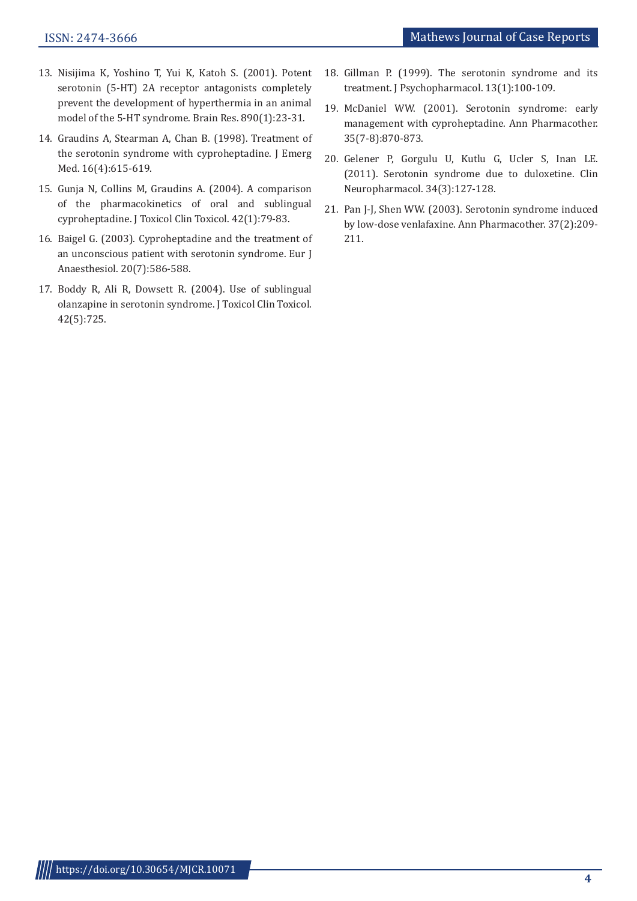13. Nisijima K, Yoshino T, Yui K, Katoh S. (2001). Potent serotonin (5-HT) 2A receptor antagonists completely prevent the development of hyperthermia in an animal model of the 5-HT syndrome. Brain Res. 890(1):23-31.

14. Graudins A, Stearman A, Chan B. (1998). Treatment of the serotonin syndrome with cyproheptadine. J Emerg Med. 16(4):615-619.

15. Gunja N, Collins M, Graudins A. (2004). A comparison of the pharmacokinetics of oral and sublingual cyproheptadine. J Toxicol Clin Toxicol. 42(1):79-83.

16. Baigel G. (2003). Cyproheptadine and the treatment of an unconscious patient with serotonin syndrome. Eur J Anaesthesiol. 20(7):586-588.

17. Boddy R, Ali R, Dowsett R. (2004). Use of sublingual olanzapine in serotonin syndrome. J Toxicol Clin Toxicol. 42(5):725.

18. Gillman P. (1999). The serotonin syndrome and its treatment. J Psychopharmacol. 13(1):100-109.

19. McDaniel WW. (2001). Serotonin syndrome: early management with cyproheptadine. Ann Pharmacother. 35(7-8):870-873.

20. Gelener P, Gorgulu U, Kutlu G, Ucler S, Inan LE. (2011). Serotonin syndrome due to duloxetine. Clin Neuropharmacol. 34(3):127-128.

21. Pan J-J, Shen WW. (2003). Serotonin syndrome induced by low-dose venlafaxine. Ann Pharmacother. 37(2):209-211.